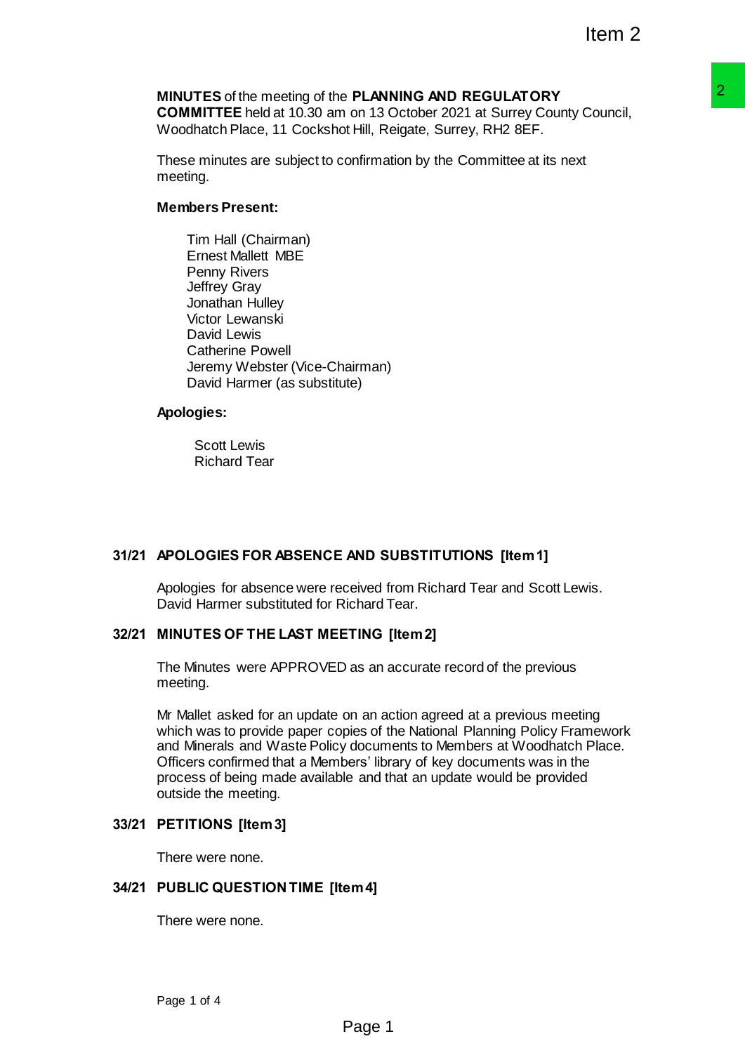**MINUTES** of the meeting of the **PLANNING AND REGULATORY COMMITTEE** held at 10.30 am on 13 October 2021 at Surrey County Council, Woodhatch Place, 11 Cockshot Hill, Reigate, Surrey, RH2 8EF.

These minutes are subject to confirmation by the Committee at its next meeting.

**Members Present:**

Tim Hall (Chairman)
Ernest Mallett MBE
Penny Rivers
Jeffrey Gray
Jonathan Hulley
Victor Lewanski
David Lewis
Catherine Powell
Jeremy Webster (Vice-Chairman)
David Harmer (as substitute)

**Apologies:**

Scott Lewis
Richard Tear

## 31/21 APOLOGIES FOR ABSENCE AND SUBSTITUTIONS [Item 1]

Apologies for absence were received from Richard Tear and Scott Lewis. David Harmer substituted for Richard Tear.

## 32/21 MINUTES OF THE LAST MEETING [Item 2]

The Minutes were APPROVED as an accurate record of the previous meeting.

Mr Mallet asked for an update on an action agreed at a previous meeting which was to provide paper copies of the National Planning Policy Framework and Minerals and Waste Policy documents to Members at Woodhatch Place. Officers confirmed that a Members' library of key documents was in the process of being made available and that an update would be provided outside the meeting.

## 33/21 PETITIONS [Item 3]

There were none.

## 34/21 PUBLIC QUESTION TIME [Item 4]

There were none.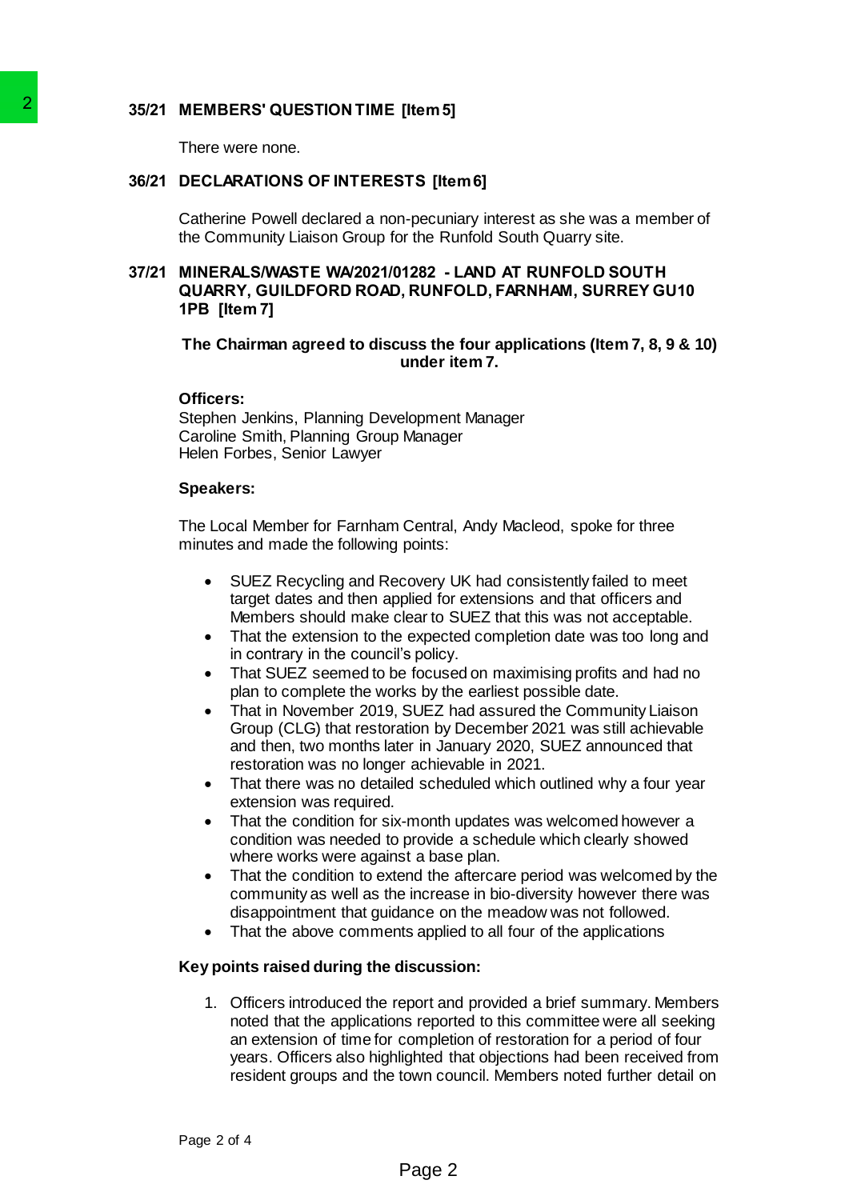**35/21 MEMBERS' QUESTION TIME [Item 5]**

There were none.

**36/21 DECLARATIONS OF INTERESTS [Item 6]**

Catherine Powell declared a non-pecuniary interest as she was a member of the Community Liaison Group for the Runfold South Quarry site.

**37/21 MINERALS/WASTE WA/2021/01282 - LAND AT RUNFOLD SOUTH QUARRY, GUILDFORD ROAD, RUNFOLD, FARNHAM, SURREY GU10 1PB [Item 7]**

**The Chairman agreed to discuss the four applications (Item 7, 8, 9 & 10) under item 7.**

**Officers:**
Stephen Jenkins, Planning Development Manager
Caroline Smith, Planning Group Manager
Helen Forbes, Senior Lawyer

**Speakers:**

The Local Member for Farnham Central, Andy Macleod, spoke for three minutes and made the following points:

- SUEZ Recycling and Recovery UK had consistently failed to meet target dates and then applied for extensions and that officers and Members should make clear to SUEZ that this was not acceptable.
- That the extension to the expected completion date was too long and in contrary in the council's policy.
- That SUEZ seemed to be focused on maximising profits and had no plan to complete the works by the earliest possible date.
- That in November 2019, SUEZ had assured the Community Liaison Group (CLG) that restoration by December 2021 was still achievable and then, two months later in January 2020, SUEZ announced that restoration was no longer achievable in 2021.
- That there was no detailed scheduled which outlined why a four year extension was required.
- That the condition for six-month updates was welcomed however a condition was needed to provide a schedule which clearly showed where works were against a base plan.
- That the condition to extend the aftercare period was welcomed by the community as well as the increase in bio-diversity however there was disappointment that guidance on the meadow was not followed.
- That the above comments applied to all four of the applications

**Key points raised during the discussion:**

1. Officers introduced the report and provided a brief summary. Members noted that the applications reported to this committee were all seeking an extension of time for completion of restoration for a period of four years. Officers also highlighted that objections had been received from resident groups and the town council. Members noted further detail on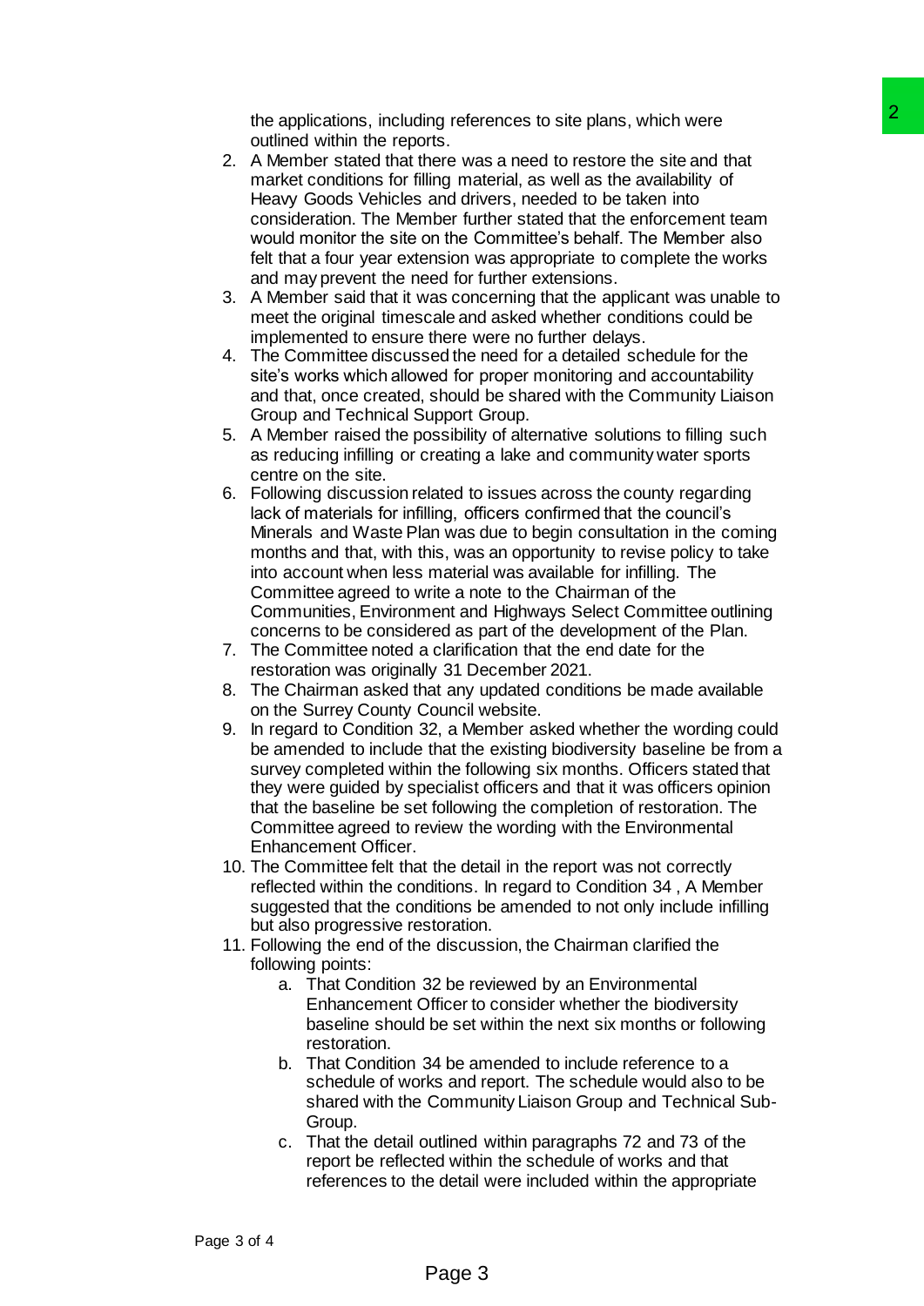the applications, including references to site plans, which were outlined within the reports.

2. A Member stated that there was a need to restore the site and that market conditions for filling material, as well as the availability of Heavy Goods Vehicles and drivers, needed to be taken into consideration. The Member further stated that the enforcement team would monitor the site on the Committee's behalf. The Member also felt that a four year extension was appropriate to complete the works and may prevent the need for further extensions.
3. A Member said that it was concerning that the applicant was unable to meet the original timescale and asked whether conditions could be implemented to ensure there were no further delays.
4. The Committee discussed the need for a detailed schedule for the site's works which allowed for proper monitoring and accountability and that, once created, should be shared with the Community Liaison Group and Technical Support Group.
5. A Member raised the possibility of alternative solutions to filling such as reducing infilling or creating a lake and community water sports centre on the site.
6. Following discussion related to issues across the county regarding lack of materials for infilling, officers confirmed that the council's Minerals and Waste Plan was due to begin consultation in the coming months and that, with this, was an opportunity to revise policy to take into account when less material was available for infilling. The Committee agreed to write a note to the Chairman of the Communities, Environment and Highways Select Committee outlining concerns to be considered as part of the development of the Plan.
7. The Committee noted a clarification that the end date for the restoration was originally 31 December 2021.
8. The Chairman asked that any updated conditions be made available on the Surrey County Council website.
9. In regard to Condition 32, a Member asked whether the wording could be amended to include that the existing biodiversity baseline be from a survey completed within the following six months. Officers stated that they were guided by specialist officers and that it was officers opinion that the baseline be set following the completion of restoration. The Committee agreed to review the wording with the Environmental Enhancement Officer.
10. The Committee felt that the detail in the report was not correctly reflected within the conditions. In regard to Condition 34 , A Member suggested that the conditions be amended to not only include infilling but also progressive restoration.
11. Following the end of the discussion, the Chairman clarified the following points:
    a. That Condition 32 be reviewed by an Environmental Enhancement Officer to consider whether the biodiversity baseline should be set within the next six months or following restoration.
    b. That Condition 34 be amended to include reference to a schedule of works and report. The schedule would also to be shared with the Community Liaison Group and Technical Sub-Group.
    c. That the detail outlined within paragraphs 72 and 73 of the report be reflected within the schedule of works and that references to the detail were included within the appropriate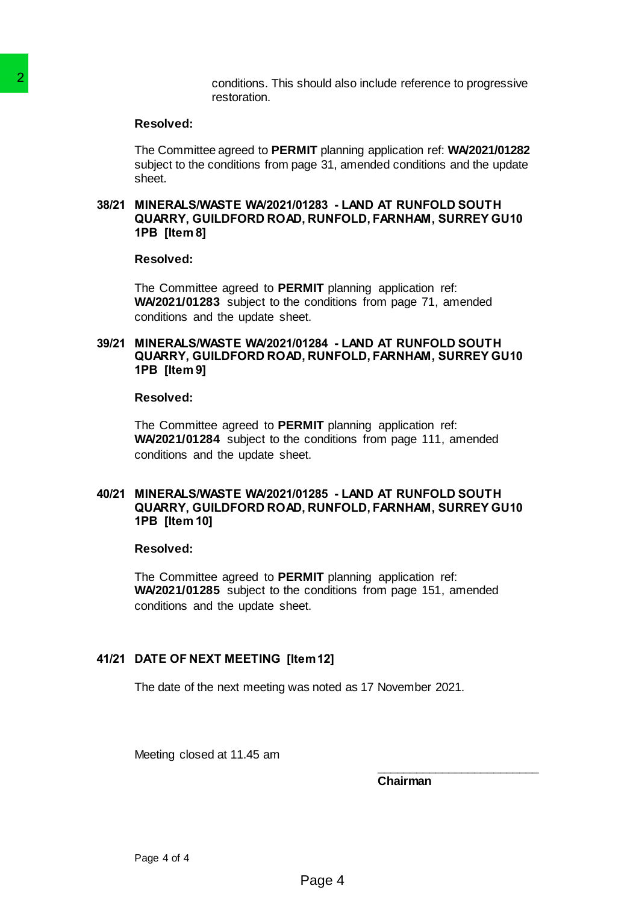conditions. This should also include reference to progressive restoration.

**Resolved:**

The Committee agreed to **PERMIT** planning application ref: **WA/2021/01282** subject to the conditions from page 31, amended conditions and the update sheet.

**38/21 MINERALS/WASTE WA/2021/01283 - LAND AT RUNFOLD SOUTH QUARRY, GUILDFORD ROAD, RUNFOLD, FARNHAM, SURREY GU10 1PB [Item 8]**

**Resolved:**

The Committee agreed to **PERMIT** planning application ref: **WA/2021/01283** subject to the conditions from page 71, amended conditions and the update sheet.

**39/21 MINERALS/WASTE WA/2021/01284 - LAND AT RUNFOLD SOUTH QUARRY, GUILDFORD ROAD, RUNFOLD, FARNHAM, SURREY GU10 1PB [Item 9]**

**Resolved:**

The Committee agreed to **PERMIT** planning application ref: **WA/2021/01284** subject to the conditions from page 111, amended conditions and the update sheet.

**40/21 MINERALS/WASTE WA/2021/01285 - LAND AT RUNFOLD SOUTH QUARRY, GUILDFORD ROAD, RUNFOLD, FARNHAM, SURREY GU10 1PB [Item 10]**

**Resolved:**

The Committee agreed to **PERMIT** planning application ref: **WA/2021/01285** subject to the conditions from page 151, amended conditions and the update sheet.

**41/21 DATE OF NEXT MEETING [Item 12]**

The date of the next meeting was noted as 17 November 2021.

Meeting closed at 11.45 am

\_\_\_\_\_\_\_\_\_\_\_\_\_\_\_\_\_\_\_\_\_\_\_\_\_

**Chairman**